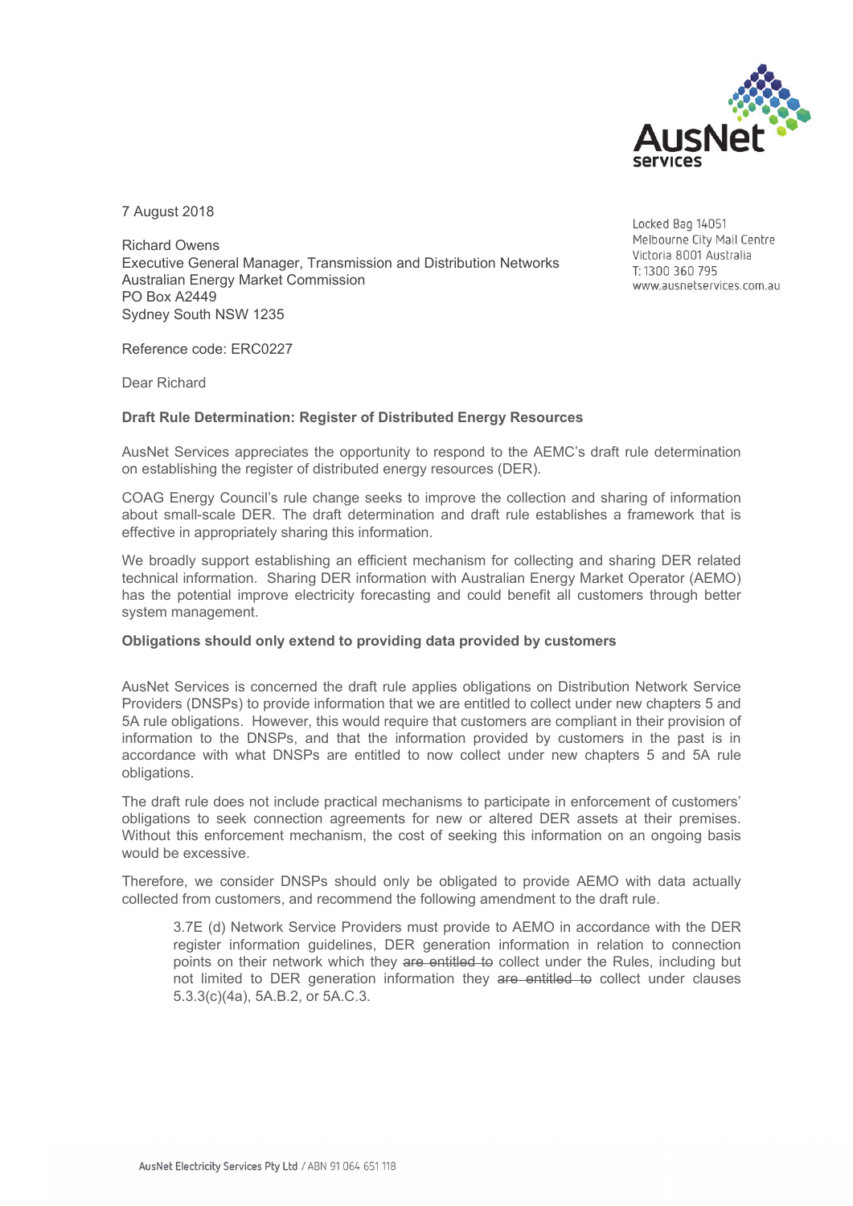7 August 2018

Locked Bag 14051
Melbourne City Mail Centre
Victoria 8001 Australia
T: 1300 360 795
www.ausnetservices.com.au

Richard Owens
Executive General Manager, Transmission and Distribution Networks
Australian Energy Market Commission
PO Box A2449
Sydney South NSW 1235

Reference code: ERC0227

Dear Richard

**Draft Rule Determination: Register of Distributed Energy Resources**

AusNet Services appreciates the opportunity to respond to the AEMC's draft rule determination on establishing the register of distributed energy resources (DER).

COAG Energy Council's rule change seeks to improve the collection and sharing of information about small-scale DER. The draft determination and draft rule establishes a framework that is effective in appropriately sharing this information.

We broadly support establishing an efficient mechanism for collecting and sharing DER related technical information. Sharing DER information with Australian Energy Market Operator (AEMO) has the potential improve electricity forecasting and could benefit all customers through better system management.

**Obligations should only extend to providing data provided by customers**

AusNet Services is concerned the draft rule applies obligations on Distribution Network Service Providers (DNSPs) to provide information that we are entitled to collect under new chapters 5 and 5A rule obligations. However, this would require that customers are compliant in their provision of information to the DNSPs, and that the information provided by customers in the past is in accordance with what DNSPs are entitled to now collect under new chapters 5 and 5A rule obligations.

The draft rule does not include practical mechanisms to participate in enforcement of customers' obligations to seek connection agreements for new or altered DER assets at their premises. Without this enforcement mechanism, the cost of seeking this information on an ongoing basis would be excessive.

Therefore, we consider DNSPs should only be obligated to provide AEMO with data actually collected from customers, and recommend the following amendment to the draft rule.

> 3.7E (d) Network Service Providers must provide to AEMO in accordance with the DER register information guidelines, DER generation information in relation to connection points on their network which they ~~are entitled to~~ collect under the Rules, including but not limited to DER generation information they ~~are entitled to~~ collect under clauses 5.3.3(c)(4a), 5A.B.2, or 5A.C.3.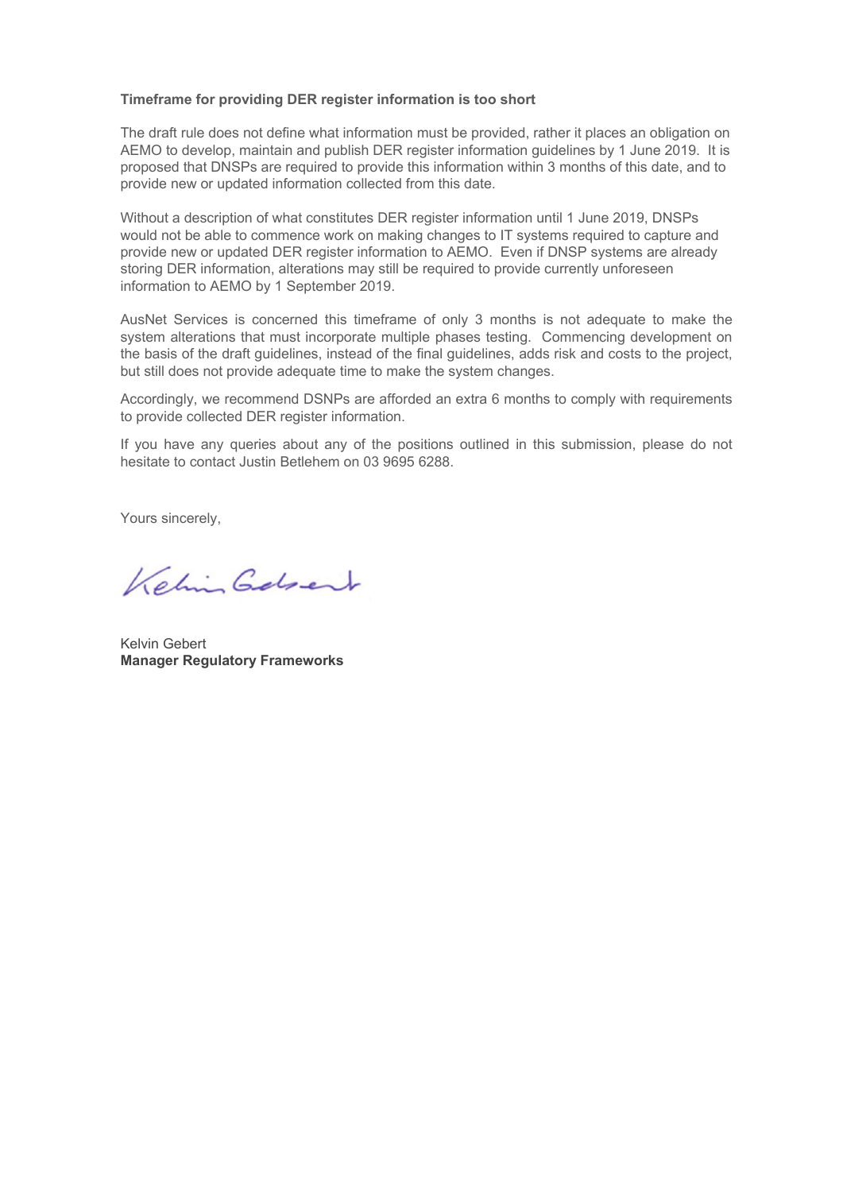**Timeframe for providing DER register information is too short**

The draft rule does not define what information must be provided, rather it places an obligation on AEMO to develop, maintain and publish DER register information guidelines by 1 June 2019. It is proposed that DNSPs are required to provide this information within 3 months of this date, and to provide new or updated information collected from this date.

Without a description of what constitutes DER register information until 1 June 2019, DNSPs would not be able to commence work on making changes to IT systems required to capture and provide new or updated DER register information to AEMO. Even if DNSP systems are already storing DER information, alterations may still be required to provide currently unforeseen information to AEMO by 1 September 2019.

AusNet Services is concerned this timeframe of only 3 months is not adequate to make the system alterations that must incorporate multiple phases testing. Commencing development on the basis of the draft guidelines, instead of the final guidelines, adds risk and costs to the project, but still does not provide adequate time to make the system changes.

Accordingly, we recommend DSNPs are afforded an extra 6 months to comply with requirements to provide collected DER register information.

If you have any queries about any of the positions outlined in this submission, please do not hesitate to contact Justin Betlehem on 03 9695 6288.

Yours sincerely,

Kelvin Gebert

**Manager Regulatory Frameworks**